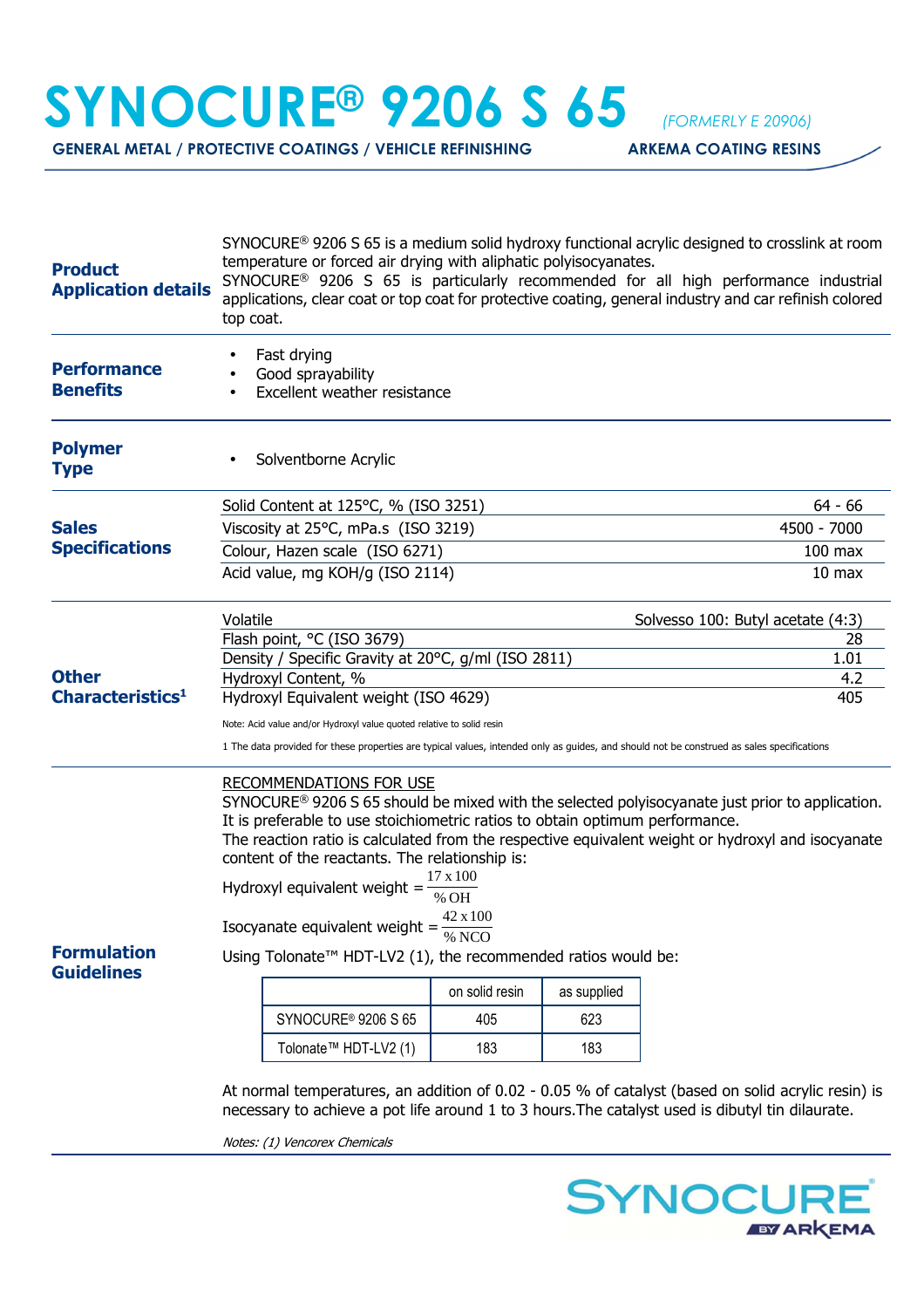# SYNOCURE® 9206 S 65 *(FORMERLY E 20906)*

**GENERAL METAL / PROTECTIVE COATINGS / VEHICLE REFINISHING** **ARKEMA COATING RESINS**

## Product Application details

SYNOCURE® 9206 S 65 is a medium solid hydroxy functional acrylic designed to crosslink at room temperature or forced air drying with aliphatic polyisocyanates.
SYNOCURE® 9206 S 65 is particularly recommended for all high performance industrial applications, clear coat or top coat for protective coating, general industry and car refinish colored top coat.

## Performance Benefits

- Fast drying
- Good sprayability
- Excellent weather resistance

## Polymer Type

- Solventborne Acrylic

## Sales Specifications

| Property | Value |
|---|---|
| Solid Content at 125°C, % (ISO 3251) | 64 - 66 |
| Viscosity at 25°C, mPa.s (ISO 3219) | 4500 - 7000 |
| Colour, Hazen scale (ISO 6271) | 100 max |
| Acid value, mg KOH/g (ISO 2114) | 10 max |

## Other Characteristics[1]

| Property | Value |
|---|---|
| Volatile | Solvesso 100: Butyl acetate (4:3) |
| Flash point, °C (ISO 3679) | 28 |
| Density / Specific Gravity at 20°C, g/ml (ISO 2811) | 1.01 |
| Hydroxyl Content, % | 4.2 |
| Hydroxyl Equivalent weight (ISO 4629) | 405 |

Note: Acid value and/or Hydroxyl value quoted relative to solid resin

1 The data provided for these properties are typical values, intended only as guides, and should not be construed as sales specifications

## Formulation Guidelines

RECOMMENDATIONS FOR USE

SYNOCURE® 9206 S 65 should be mixed with the selected polyisocyanate just prior to application. It is preferable to use stoichiometric ratios to obtain optimum performance.
The reaction ratio is calculated from the respective equivalent weight or hydroxyl and isocyanate content of the reactants. The relationship is:

$$\text{Hydroxyl equivalent weight} = \frac{17 \times 100}{\%\,OH}$$

$$\text{Isocyanate equivalent weight} = \frac{42 \times 100}{\%\,NCO}$$

Using Tolonate™ HDT-LV2 (1), the recommended ratios would be:

| | on solid resin | as supplied |
|---|---|---|
| SYNOCURE® 9206 S 65 | 405 | 623 |
| Tolonate™ HDT-LV2 (1) | 183 | 183 |

At normal temperatures, an addition of 0.02 - 0.05 % of catalyst (based on solid acrylic resin) is necessary to achieve a pot life around 1 to 3 hours.The catalyst used is dibutyl tin dilaurate.

*Notes: (1) Vencorex Chemicals*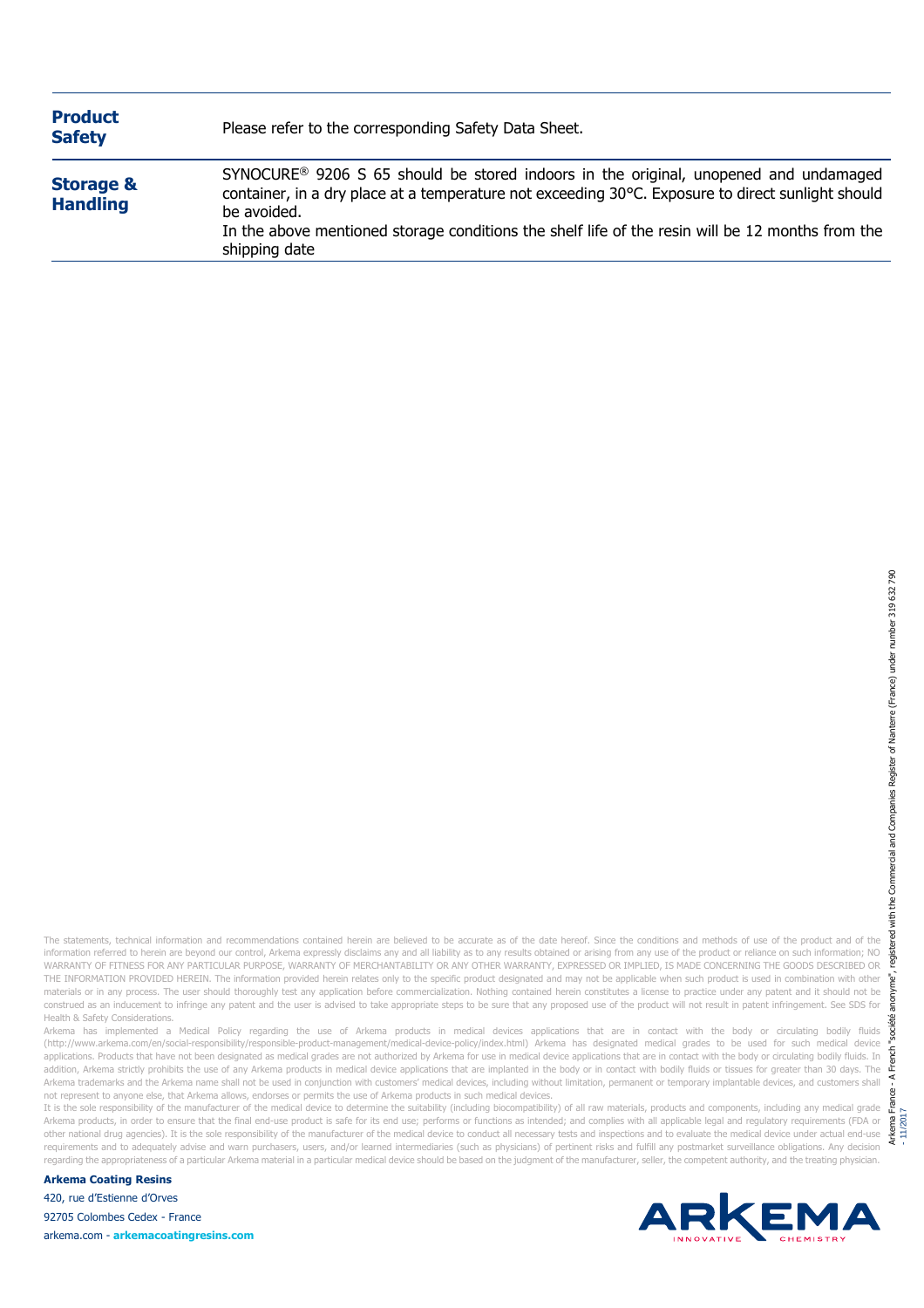| | |
|---|---|
| **Product Safety** | Please refer to the corresponding Safety Data Sheet. |
| **Storage & Handling** | SYNOCURE® 9206 S 65 should be stored indoors in the original, unopened and undamaged container, in a dry place at a temperature not exceeding 30°C. Exposure to direct sunlight should be avoided.<br>In the above mentioned storage conditions the shelf life of the resin will be 12 months from the shipping date |

The statements, technical information and recommendations contained herein are believed to be accurate as of the date hereof. Since the conditions and methods of use of the product and of the information referred to herein are beyond our control, Arkema expressly disclaims any and all liability as to any results obtained or arising from any use of the product or reliance on such information; NO WARRANTY OF FITNESS FOR ANY PARTICULAR PURPOSE, WARRANTY OF MERCHANTABILITY OR ANY OTHER WARRANTY, EXPRESSED OR IMPLIED, IS MADE CONCERNING THE GOODS DESCRIBED OR THE INFORMATION PROVIDED HEREIN. The information provided herein relates only to the specific product designated and may not be applicable when such product is used in combination with other materials or in any process. The user should thoroughly test any application before commercialization. Nothing contained herein constitutes a license to practice under any patent and it should not be construed as an inducement to infringe any patent and the user is advised to take appropriate steps to be sure that any proposed use of the product will not result in patent infringement. See SDS for Health & Safety Considerations.

Arkema has implemented a Medical Policy regarding the use of Arkema products in medical devices applications that are in contact with the body or circulating bodily fluids (http://www.arkema.com/en/social-responsibility/responsible-product-management/medical-device-policy/index.html) Arkema has designated medical grades to be used for such medical device applications. Products that have not been designated as medical grades are not authorized by Arkema for use in medical device applications that are in contact with the body or circulating bodily fluids. In addition, Arkema strictly prohibits the use of any Arkema products in medical device applications that are implanted in the body or in contact with bodily fluids or tissues for greater than 30 days. The Arkema trademarks and the Arkema name shall not be used in conjunction with customers' medical devices, including without limitation, permanent or temporary implantable devices, and customers shall not represent to anyone else, that Arkema allows, endorses or permits the use of Arkema products in such medical devices.

It is the sole responsibility of the manufacturer of the medical device to determine the suitability (including biocompatibility) of all raw materials, products and components, including any medical grade Arkema products, in order to ensure that the final end-use product is safe for its end use; performs or functions as intended; and complies with all applicable legal and regulatory requirements (FDA or other national drug agencies). It is the sole responsibility of the manufacturer of the medical device to conduct all necessary tests and inspections and to evaluate the medical device under actual end-use requirements and to adequately advise and warn purchasers, users, and/or learned intermediaries (such as physicians) of pertinent risks and fulfill any postmarket surveillance obligations. Any decision regarding the appropriateness of a particular Arkema material in a particular medical device should be based on the judgment of the manufacturer, seller, the competent authority, and the treating physician.

**Arkema Coating Resins**
420, rue d'Estienne d'Orves
92705 Colombes Cedex - France
arkema.com - **arkemacoatingresins.com**

Arkema France - A French "société anonyme", registered with the Commercial and Companies Register of Nanterre (France) under number 319 632 790 - 11/2017